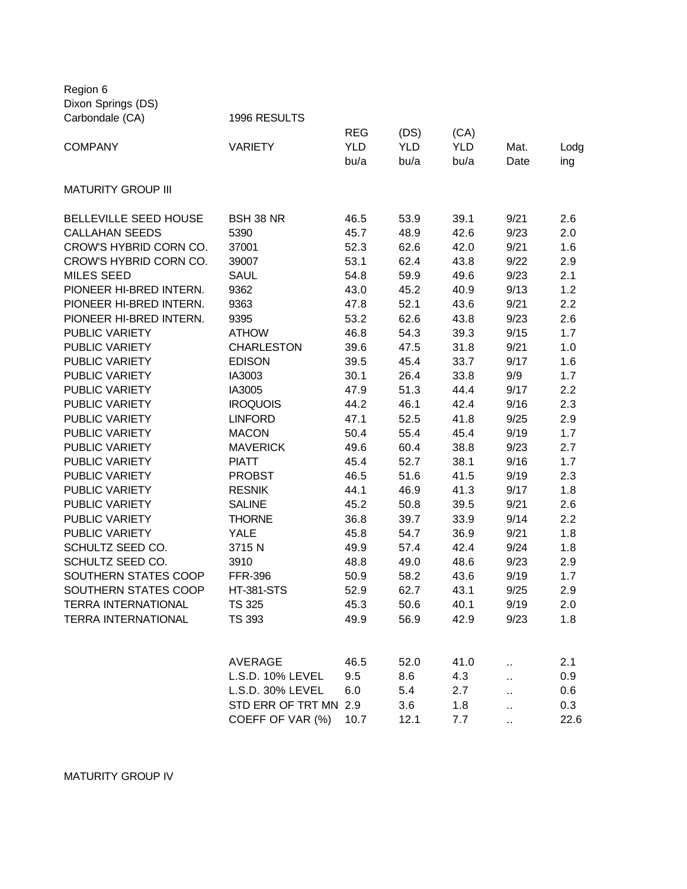Region 6
Dixon Springs (DS)
Carbondale (CA)

1996 RESULTS

| COMPANY | VARIETY | REG YLD bu/a | (DS) YLD bu/a | (CA) YLD bu/a | Mat. Date | Lodging |
|---|---|---|---|---|---|---|
| **MATURITY GROUP III** | | | | | | |
| BELLEVILLE SEED HOUSE | BSH 38 NR | 46.5 | 53.9 | 39.1 | 9/21 | 2.6 |
| CALLAHAN SEEDS | 5390 | 45.7 | 48.9 | 42.6 | 9/23 | 2.0 |
| CROW'S HYBRID CORN CO. | 37001 | 52.3 | 62.6 | 42.0 | 9/21 | 1.6 |
| CROW'S HYBRID CORN CO. | 39007 | 53.1 | 62.4 | 43.8 | 9/22 | 2.9 |
| MILES SEED | SAUL | 54.8 | 59.9 | 49.6 | 9/23 | 2.1 |
| PIONEER HI-BRED INTERN. | 9362 | 43.0 | 45.2 | 40.9 | 9/13 | 1.2 |
| PIONEER HI-BRED INTERN. | 9363 | 47.8 | 52.1 | 43.6 | 9/21 | 2.2 |
| PIONEER HI-BRED INTERN. | 9395 | 53.2 | 62.6 | 43.8 | 9/23 | 2.6 |
| PUBLIC VARIETY | ATHOW | 46.8 | 54.3 | 39.3 | 9/15 | 1.7 |
| PUBLIC VARIETY | CHARLESTON | 39.6 | 47.5 | 31.8 | 9/21 | 1.0 |
| PUBLIC VARIETY | EDISON | 39.5 | 45.4 | 33.7 | 9/17 | 1.6 |
| PUBLIC VARIETY | IA3003 | 30.1 | 26.4 | 33.8 | 9/9 | 1.7 |
| PUBLIC VARIETY | IA3005 | 47.9 | 51.3 | 44.4 | 9/17 | 2.2 |
| PUBLIC VARIETY | IROQUOIS | 44.2 | 46.1 | 42.4 | 9/16 | 2.3 |
| PUBLIC VARIETY | LINFORD | 47.1 | 52.5 | 41.8 | 9/25 | 2.9 |
| PUBLIC VARIETY | MACON | 50.4 | 55.4 | 45.4 | 9/19 | 1.7 |
| PUBLIC VARIETY | MAVERICK | 49.6 | 60.4 | 38.8 | 9/23 | 2.7 |
| PUBLIC VARIETY | PIATT | 45.4 | 52.7 | 38.1 | 9/16 | 1.7 |
| PUBLIC VARIETY | PROBST | 46.5 | 51.6 | 41.5 | 9/19 | 2.3 |
| PUBLIC VARIETY | RESNIK | 44.1 | 46.9 | 41.3 | 9/17 | 1.8 |
| PUBLIC VARIETY | SALINE | 45.2 | 50.8 | 39.5 | 9/21 | 2.6 |
| PUBLIC VARIETY | THORNE | 36.8 | 39.7 | 33.9 | 9/14 | 2.2 |
| PUBLIC VARIETY | YALE | 45.8 | 54.7 | 36.9 | 9/21 | 1.8 |
| SCHULTZ SEED CO. | 3715 N | 49.9 | 57.4 | 42.4 | 9/24 | 1.8 |
| SCHULTZ SEED CO. | 3910 | 48.8 | 49.0 | 48.6 | 9/23 | 2.9 |
| SOUTHERN STATES COOP | FFR-396 | 50.9 | 58.2 | 43.6 | 9/19 | 1.7 |
| SOUTHERN STATES COOP | HT-381-STS | 52.9 | 62.7 | 43.1 | 9/25 | 2.9 |
| TERRA INTERNATIONAL | TS 325 | 45.3 | 50.6 | 40.1 | 9/19 | 2.0 |
| TERRA INTERNATIONAL | TS 393 | 49.9 | 56.9 | 42.9 | 9/23 | 1.8 |
| | AVERAGE | 46.5 | 52.0 | 41.0 | .. | 2.1 |
| | L.S.D. 10% LEVEL | 9.5 | 8.6 | 4.3 | .. | 0.9 |
| | L.S.D. 30% LEVEL | 6.0 | 5.4 | 2.7 | .. | 0.6 |
| | STD ERR OF TRT MN | 2.9 | 3.6 | 1.8 | .. | 0.3 |
| | COEFF OF VAR (%) | 10.7 | 12.1 | 7.7 | .. | 22.6 |

MATURITY GROUP IV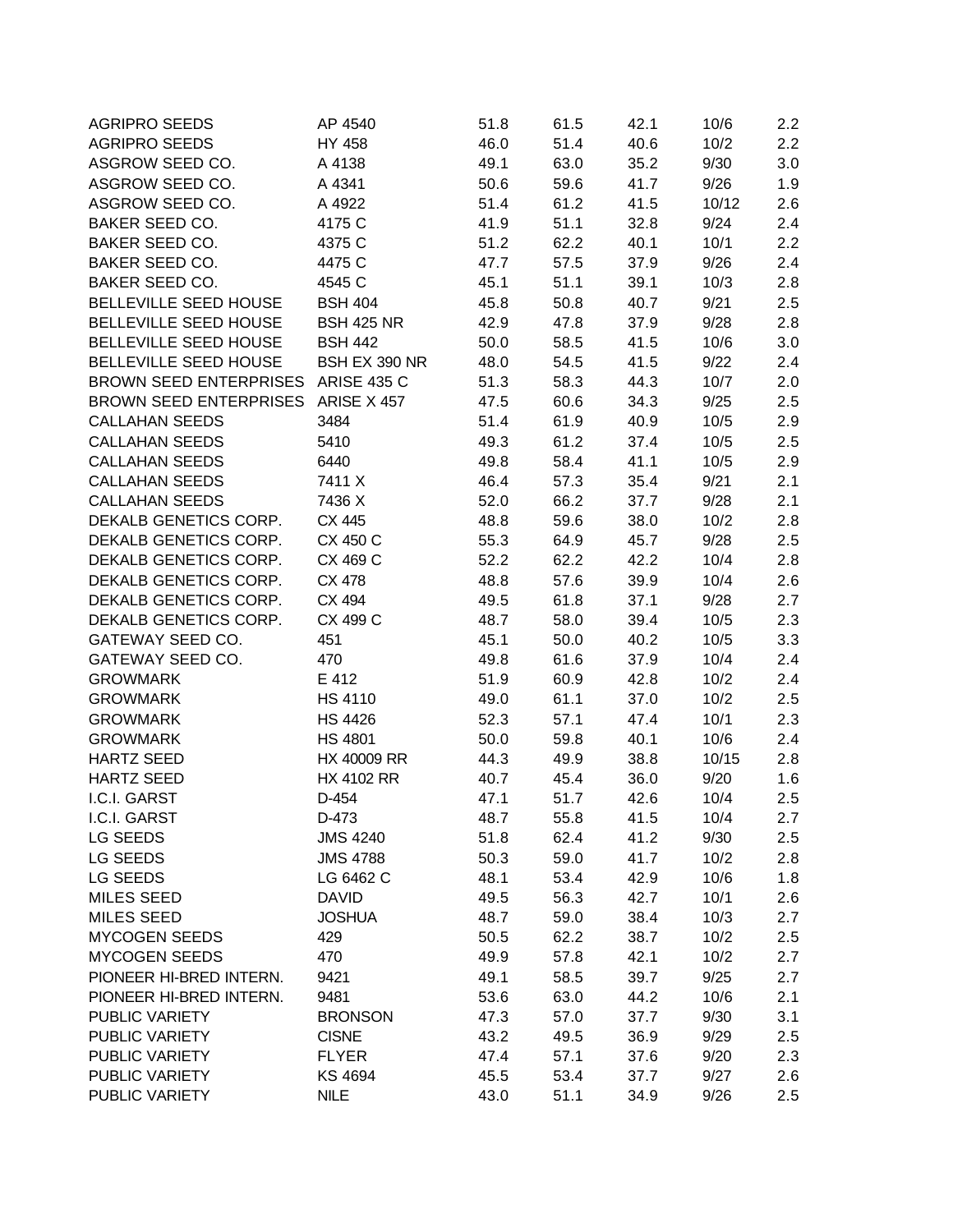| | | | | | | |
|---|---|---|---|---|---|---|
| AGRIPRO SEEDS | AP 4540 | 51.8 | 61.5 | 42.1 | 10/6 | 2.2 |
| AGRIPRO SEEDS | HY 458 | 46.0 | 51.4 | 40.6 | 10/2 | 2.2 |
| ASGROW SEED CO. | A 4138 | 49.1 | 63.0 | 35.2 | 9/30 | 3.0 |
| ASGROW SEED CO. | A 4341 | 50.6 | 59.6 | 41.7 | 9/26 | 1.9 |
| ASGROW SEED CO. | A 4922 | 51.4 | 61.2 | 41.5 | 10/12 | 2.6 |
| BAKER SEED CO. | 4175 C | 41.9 | 51.1 | 32.8 | 9/24 | 2.4 |
| BAKER SEED CO. | 4375 C | 51.2 | 62.2 | 40.1 | 10/1 | 2.2 |
| BAKER SEED CO. | 4475 C | 47.7 | 57.5 | 37.9 | 9/26 | 2.4 |
| BAKER SEED CO. | 4545 C | 45.1 | 51.1 | 39.1 | 10/3 | 2.8 |
| BELLEVILLE SEED HOUSE | BSH 404 | 45.8 | 50.8 | 40.7 | 9/21 | 2.5 |
| BELLEVILLE SEED HOUSE | BSH 425 NR | 42.9 | 47.8 | 37.9 | 9/28 | 2.8 |
| BELLEVILLE SEED HOUSE | BSH 442 | 50.0 | 58.5 | 41.5 | 10/6 | 3.0 |
| BELLEVILLE SEED HOUSE | BSH EX 390 NR | 48.0 | 54.5 | 41.5 | 9/22 | 2.4 |
| BROWN SEED ENTERPRISES | ARISE 435 C | 51.3 | 58.3 | 44.3 | 10/7 | 2.0 |
| BROWN SEED ENTERPRISES | ARISE X 457 | 47.5 | 60.6 | 34.3 | 9/25 | 2.5 |
| CALLAHAN SEEDS | 3484 | 51.4 | 61.9 | 40.9 | 10/5 | 2.9 |
| CALLAHAN SEEDS | 5410 | 49.3 | 61.2 | 37.4 | 10/5 | 2.5 |
| CALLAHAN SEEDS | 6440 | 49.8 | 58.4 | 41.1 | 10/5 | 2.9 |
| CALLAHAN SEEDS | 7411 X | 46.4 | 57.3 | 35.4 | 9/21 | 2.1 |
| CALLAHAN SEEDS | 7436 X | 52.0 | 66.2 | 37.7 | 9/28 | 2.1 |
| DEKALB GENETICS CORP. | CX 445 | 48.8 | 59.6 | 38.0 | 10/2 | 2.8 |
| DEKALB GENETICS CORP. | CX 450 C | 55.3 | 64.9 | 45.7 | 9/28 | 2.5 |
| DEKALB GENETICS CORP. | CX 469 C | 52.2 | 62.2 | 42.2 | 10/4 | 2.8 |
| DEKALB GENETICS CORP. | CX 478 | 48.8 | 57.6 | 39.9 | 10/4 | 2.6 |
| DEKALB GENETICS CORP. | CX 494 | 49.5 | 61.8 | 37.1 | 9/28 | 2.7 |
| DEKALB GENETICS CORP. | CX 499 C | 48.7 | 58.0 | 39.4 | 10/5 | 2.3 |
| GATEWAY SEED CO. | 451 | 45.1 | 50.0 | 40.2 | 10/5 | 3.3 |
| GATEWAY SEED CO. | 470 | 49.8 | 61.6 | 37.9 | 10/4 | 2.4 |
| GROWMARK | E 412 | 51.9 | 60.9 | 42.8 | 10/2 | 2.4 |
| GROWMARK | HS 4110 | 49.0 | 61.1 | 37.0 | 10/2 | 2.5 |
| GROWMARK | HS 4426 | 52.3 | 57.1 | 47.4 | 10/1 | 2.3 |
| GROWMARK | HS 4801 | 50.0 | 59.8 | 40.1 | 10/6 | 2.4 |
| HARTZ SEED | HX 40009 RR | 44.3 | 49.9 | 38.8 | 10/15 | 2.8 |
| HARTZ SEED | HX 4102 RR | 40.7 | 45.4 | 36.0 | 9/20 | 1.6 |
| I.C.I. GARST | D-454 | 47.1 | 51.7 | 42.6 | 10/4 | 2.5 |
| I.C.I. GARST | D-473 | 48.7 | 55.8 | 41.5 | 10/4 | 2.7 |
| LG SEEDS | JMS 4240 | 51.8 | 62.4 | 41.2 | 9/30 | 2.5 |
| LG SEEDS | JMS 4788 | 50.3 | 59.0 | 41.7 | 10/2 | 2.8 |
| LG SEEDS | LG 6462 C | 48.1 | 53.4 | 42.9 | 10/6 | 1.8 |
| MILES SEED | DAVID | 49.5 | 56.3 | 42.7 | 10/1 | 2.6 |
| MILES SEED | JOSHUA | 48.7 | 59.0 | 38.4 | 10/3 | 2.7 |
| MYCOGEN SEEDS | 429 | 50.5 | 62.2 | 38.7 | 10/2 | 2.5 |
| MYCOGEN SEEDS | 470 | 49.9 | 57.8 | 42.1 | 10/2 | 2.7 |
| PIONEER HI-BRED INTERN. | 9421 | 49.1 | 58.5 | 39.7 | 9/25 | 2.7 |
| PIONEER HI-BRED INTERN. | 9481 | 53.6 | 63.0 | 44.2 | 10/6 | 2.1 |
| PUBLIC VARIETY | BRONSON | 47.3 | 57.0 | 37.7 | 9/30 | 3.1 |
| PUBLIC VARIETY | CISNE | 43.2 | 49.5 | 36.9 | 9/29 | 2.5 |
| PUBLIC VARIETY | FLYER | 47.4 | 57.1 | 37.6 | 9/20 | 2.3 |
| PUBLIC VARIETY | KS 4694 | 45.5 | 53.4 | 37.7 | 9/27 | 2.6 |
| PUBLIC VARIETY | NILE | 43.0 | 51.1 | 34.9 | 9/26 | 2.5 |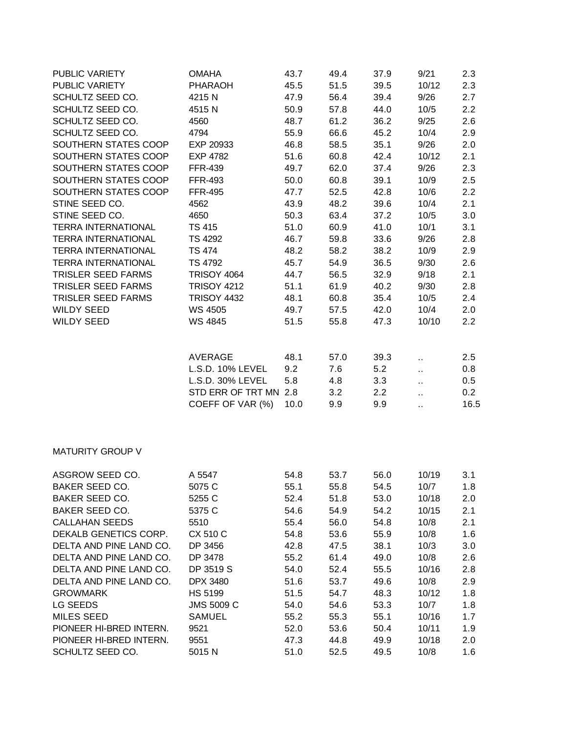| | | | | | | |
|---|---|---|---|---|---|---|
| PUBLIC VARIETY | OMAHA | 43.7 | 49.4 | 37.9 | 9/21 | 2.3 |
| PUBLIC VARIETY | PHARAOH | 45.5 | 51.5 | 39.5 | 10/12 | 2.3 |
| SCHULTZ SEED CO. | 4215 N | 47.9 | 56.4 | 39.4 | 9/26 | 2.7 |
| SCHULTZ SEED CO. | 4515 N | 50.9 | 57.8 | 44.0 | 10/5 | 2.2 |
| SCHULTZ SEED CO. | 4560 | 48.7 | 61.2 | 36.2 | 9/25 | 2.6 |
| SCHULTZ SEED CO. | 4794 | 55.9 | 66.6 | 45.2 | 10/4 | 2.9 |
| SOUTHERN STATES COOP | EXP 20933 | 46.8 | 58.5 | 35.1 | 9/26 | 2.0 |
| SOUTHERN STATES COOP | EXP 4782 | 51.6 | 60.8 | 42.4 | 10/12 | 2.1 |
| SOUTHERN STATES COOP | FFR-439 | 49.7 | 62.0 | 37.4 | 9/26 | 2.3 |
| SOUTHERN STATES COOP | FFR-493 | 50.0 | 60.8 | 39.1 | 10/9 | 2.5 |
| SOUTHERN STATES COOP | FFR-495 | 47.7 | 52.5 | 42.8 | 10/6 | 2.2 |
| STINE SEED CO. | 4562 | 43.9 | 48.2 | 39.6 | 10/4 | 2.1 |
| STINE SEED CO. | 4650 | 50.3 | 63.4 | 37.2 | 10/5 | 3.0 |
| TERRA INTERNATIONAL | TS 415 | 51.0 | 60.9 | 41.0 | 10/1 | 3.1 |
| TERRA INTERNATIONAL | TS 4292 | 46.7 | 59.8 | 33.6 | 9/26 | 2.8 |
| TERRA INTERNATIONAL | TS 474 | 48.2 | 58.2 | 38.2 | 10/9 | 2.9 |
| TERRA INTERNATIONAL | TS 4792 | 45.7 | 54.9 | 36.5 | 9/30 | 2.6 |
| TRISLER SEED FARMS | TRISOY 4064 | 44.7 | 56.5 | 32.9 | 9/18 | 2.1 |
| TRISLER SEED FARMS | TRISOY 4212 | 51.1 | 61.9 | 40.2 | 9/30 | 2.8 |
| TRISLER SEED FARMS | TRISOY 4432 | 48.1 | 60.8 | 35.4 | 10/5 | 2.4 |
| WILDY SEED | WS 4505 | 49.7 | 57.5 | 42.0 | 10/4 | 2.0 |
| WILDY SEED | WS 4845 | 51.5 | 55.8 | 47.3 | 10/10 | 2.2 |
| | | | | | | |
| | AVERAGE | 48.1 | 57.0 | 39.3 | .. | 2.5 |
| | L.S.D. 10% LEVEL | 9.2 | 7.6 | 5.2 | .. | 0.8 |
| | L.S.D. 30% LEVEL | 5.8 | 4.8 | 3.3 | .. | 0.5 |
| | STD ERR OF TRT MN | 2.8 | 3.2 | 2.2 | .. | 0.2 |
| | COEFF OF VAR (%) | 10.0 | 9.9 | 9.9 | .. | 16.5 |

MATURITY GROUP V

| | | | | | | |
|---|---|---|---|---|---|---|
| ASGROW SEED CO. | A 5547 | 54.8 | 53.7 | 56.0 | 10/19 | 3.1 |
| BAKER SEED CO. | 5075 C | 55.1 | 55.8 | 54.5 | 10/7 | 1.8 |
| BAKER SEED CO. | 5255 C | 52.4 | 51.8 | 53.0 | 10/18 | 2.0 |
| BAKER SEED CO. | 5375 C | 54.6 | 54.9 | 54.2 | 10/15 | 2.1 |
| CALLAHAN SEEDS | 5510 | 55.4 | 56.0 | 54.8 | 10/8 | 2.1 |
| DEKALB GENETICS CORP. | CX 510 C | 54.8 | 53.6 | 55.9 | 10/8 | 1.6 |
| DELTA AND PINE LAND CO. | DP 3456 | 42.8 | 47.5 | 38.1 | 10/3 | 3.0 |
| DELTA AND PINE LAND CO. | DP 3478 | 55.2 | 61.4 | 49.0 | 10/8 | 2.6 |
| DELTA AND PINE LAND CO. | DP 3519 S | 54.0 | 52.4 | 55.5 | 10/16 | 2.8 |
| DELTA AND PINE LAND CO. | DPX 3480 | 51.6 | 53.7 | 49.6 | 10/8 | 2.9 |
| GROWMARK | HS 5199 | 51.5 | 54.7 | 48.3 | 10/12 | 1.8 |
| LG SEEDS | JMS 5009 C | 54.0 | 54.6 | 53.3 | 10/7 | 1.8 |
| MILES SEED | SAMUEL | 55.2 | 55.3 | 55.1 | 10/16 | 1.7 |
| PIONEER HI-BRED INTERN. | 9521 | 52.0 | 53.6 | 50.4 | 10/11 | 1.9 |
| PIONEER HI-BRED INTERN. | 9551 | 47.3 | 44.8 | 49.9 | 10/18 | 2.0 |
| SCHULTZ SEED CO. | 5015 N | 51.0 | 52.5 | 49.5 | 10/8 | 1.6 |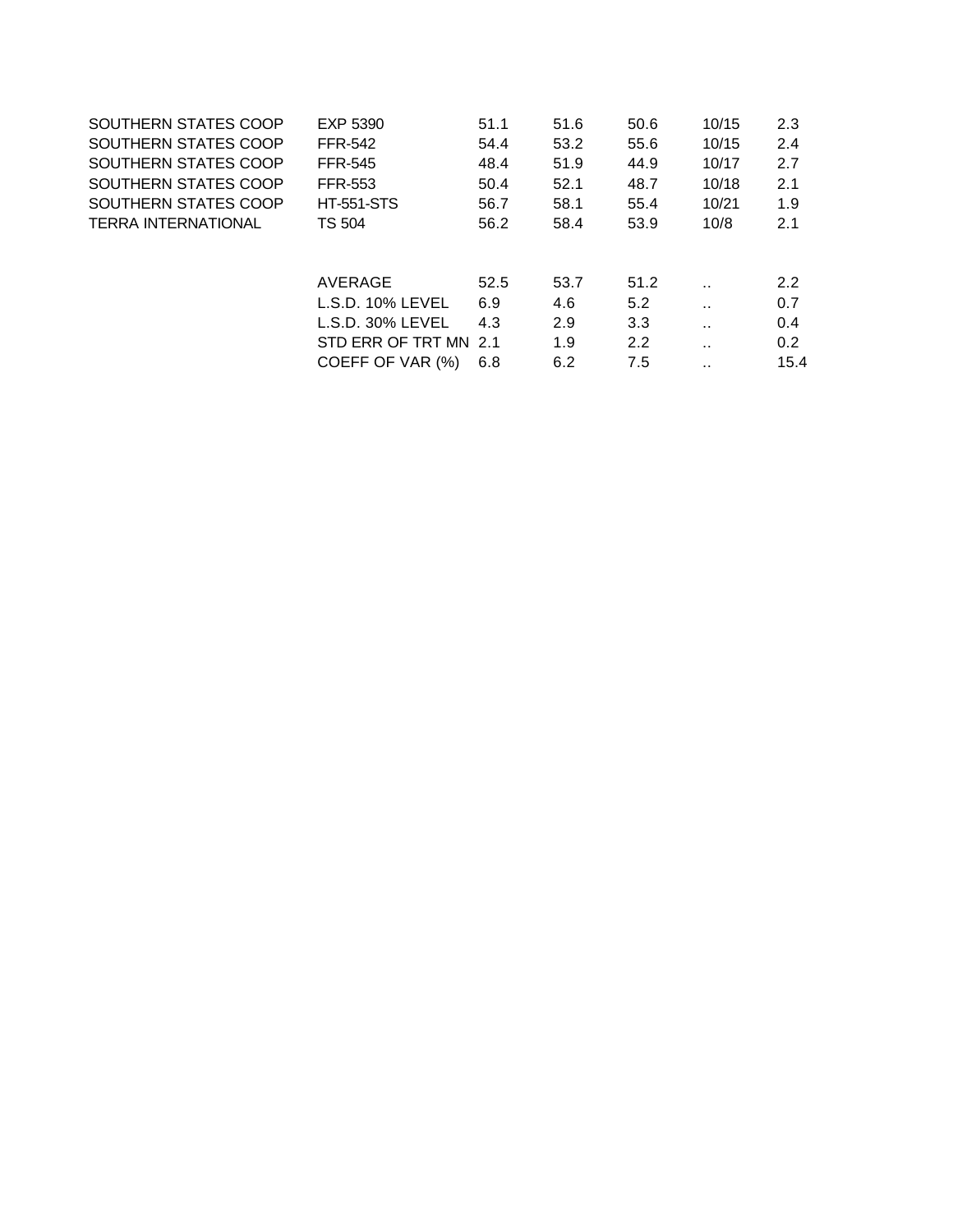| | | | | | | |
|---|---|---|---|---|---|---|
| SOUTHERN STATES COOP | EXP 5390 | 51.1 | 51.6 | 50.6 | 10/15 | 2.3 |
| SOUTHERN STATES COOP | FFR-542 | 54.4 | 53.2 | 55.6 | 10/15 | 2.4 |
| SOUTHERN STATES COOP | FFR-545 | 48.4 | 51.9 | 44.9 | 10/17 | 2.7 |
| SOUTHERN STATES COOP | FFR-553 | 50.4 | 52.1 | 48.7 | 10/18 | 2.1 |
| SOUTHERN STATES COOP | HT-551-STS | 56.7 | 58.1 | 55.4 | 10/21 | 1.9 |
| TERRA INTERNATIONAL | TS 504 | 56.2 | 58.4 | 53.9 | 10/8 | 2.1 |
| | | | | | | |
| | AVERAGE | 52.5 | 53.7 | 51.2 | .. | 2.2 |
| | L.S.D. 10% LEVEL | 6.9 | 4.6 | 5.2 | .. | 0.7 |
| | L.S.D. 30% LEVEL | 4.3 | 2.9 | 3.3 | .. | 0.4 |
| | STD ERR OF TRT MN | 2.1 | 1.9 | 2.2 | .. | 0.2 |
| | COEFF OF VAR (%) | 6.8 | 6.2 | 7.5 | .. | 15.4 |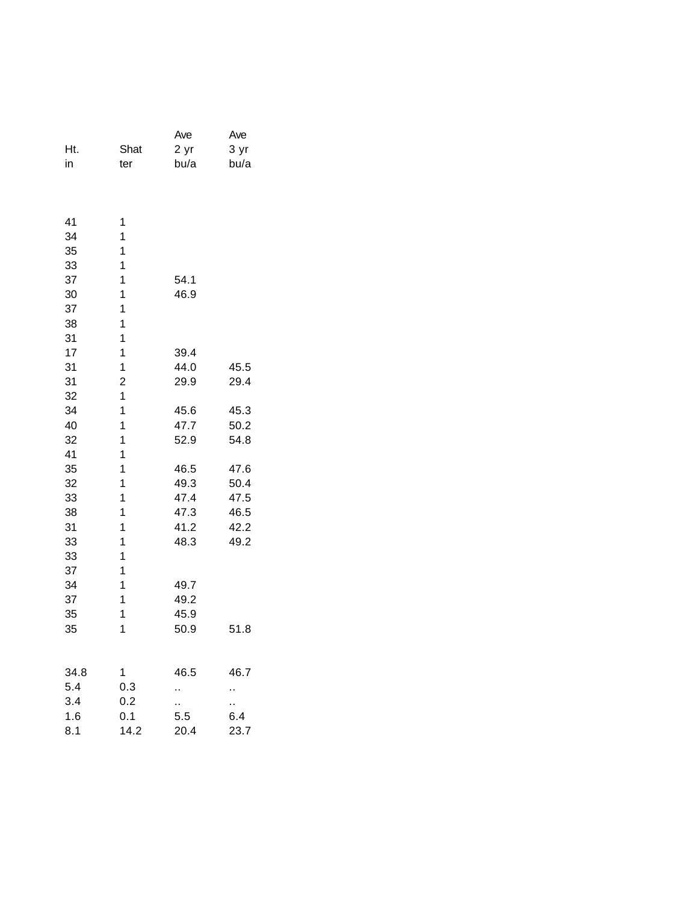| Ht. in | Shat ter | Ave 2 yr bu/a | Ave 3 yr bu/a |
|---|---|---|---|
| 41 | 1 | | |
| 34 | 1 | | |
| 35 | 1 | | |
| 33 | 1 | | |
| 37 | 1 | 54.1 | |
| 30 | 1 | 46.9 | |
| 37 | 1 | | |
| 38 | 1 | | |
| 31 | 1 | | |
| 17 | 1 | 39.4 | |
| 31 | 1 | 44.0 | 45.5 |
| 31 | 2 | 29.9 | 29.4 |
| 32 | 1 | | |
| 34 | 1 | 45.6 | 45.3 |
| 40 | 1 | 47.7 | 50.2 |
| 32 | 1 | 52.9 | 54.8 |
| 41 | 1 | | |
| 35 | 1 | 46.5 | 47.6 |
| 32 | 1 | 49.3 | 50.4 |
| 33 | 1 | 47.4 | 47.5 |
| 38 | 1 | 47.3 | 46.5 |
| 31 | 1 | 41.2 | 42.2 |
| 33 | 1 | 48.3 | 49.2 |
| 33 | 1 | | |
| 37 | 1 | | |
| 34 | 1 | 49.7 | |
| 37 | 1 | 49.2 | |
| 35 | 1 | 45.9 | |
| 35 | 1 | 50.9 | 51.8 |
| | | | |
| 34.8 | 1 | 46.5 | 46.7 |
| 5.4 | 0.3 | .. | .. |
| 3.4 | 0.2 | .. | .. |
| 1.6 | 0.1 | 5.5 | 6.4 |
| 8.1 | 14.2 | 20.4 | 23.7 |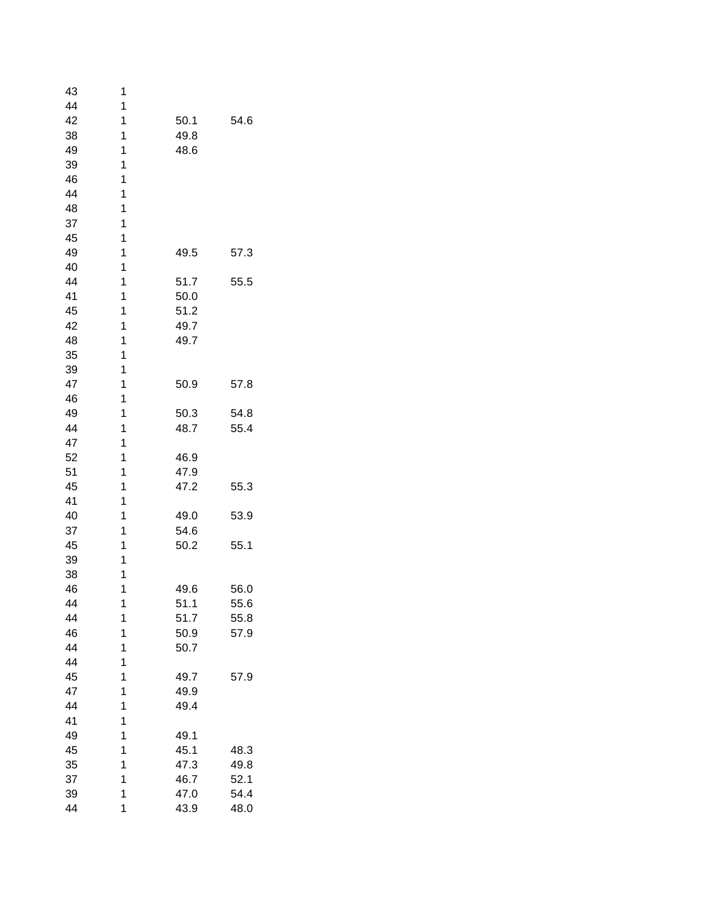| | | | |
|---|---|---|---|
| 43 | 1 | | |
| 44 | 1 | | |
| 42 | 1 | 50.1 | 54.6 |
| 38 | 1 | 49.8 | |
| 49 | 1 | 48.6 | |
| 39 | 1 | | |
| 46 | 1 | | |
| 44 | 1 | | |
| 48 | 1 | | |
| 37 | 1 | | |
| 45 | 1 | | |
| 49 | 1 | 49.5 | 57.3 |
| 40 | 1 | | |
| 44 | 1 | 51.7 | 55.5 |
| 41 | 1 | 50.0 | |
| 45 | 1 | 51.2 | |
| 42 | 1 | 49.7 | |
| 48 | 1 | 49.7 | |
| 35 | 1 | | |
| 39 | 1 | | |
| 47 | 1 | 50.9 | 57.8 |
| 46 | 1 | | |
| 49 | 1 | 50.3 | 54.8 |
| 44 | 1 | 48.7 | 55.4 |
| 47 | 1 | | |
| 52 | 1 | 46.9 | |
| 51 | 1 | 47.9 | |
| 45 | 1 | 47.2 | 55.3 |
| 41 | 1 | | |
| 40 | 1 | 49.0 | 53.9 |
| 37 | 1 | 54.6 | |
| 45 | 1 | 50.2 | 55.1 |
| 39 | 1 | | |
| 38 | 1 | | |
| 46 | 1 | 49.6 | 56.0 |
| 44 | 1 | 51.1 | 55.6 |
| 44 | 1 | 51.7 | 55.8 |
| 46 | 1 | 50.9 | 57.9 |
| 44 | 1 | 50.7 | |
| 44 | 1 | | |
| 45 | 1 | 49.7 | 57.9 |
| 47 | 1 | 49.9 | |
| 44 | 1 | 49.4 | |
| 41 | 1 | | |
| 49 | 1 | 49.1 | |
| 45 | 1 | 45.1 | 48.3 |
| 35 | 1 | 47.3 | 49.8 |
| 37 | 1 | 46.7 | 52.1 |
| 39 | 1 | 47.0 | 54.4 |
| 44 | 1 | 43.9 | 48.0 |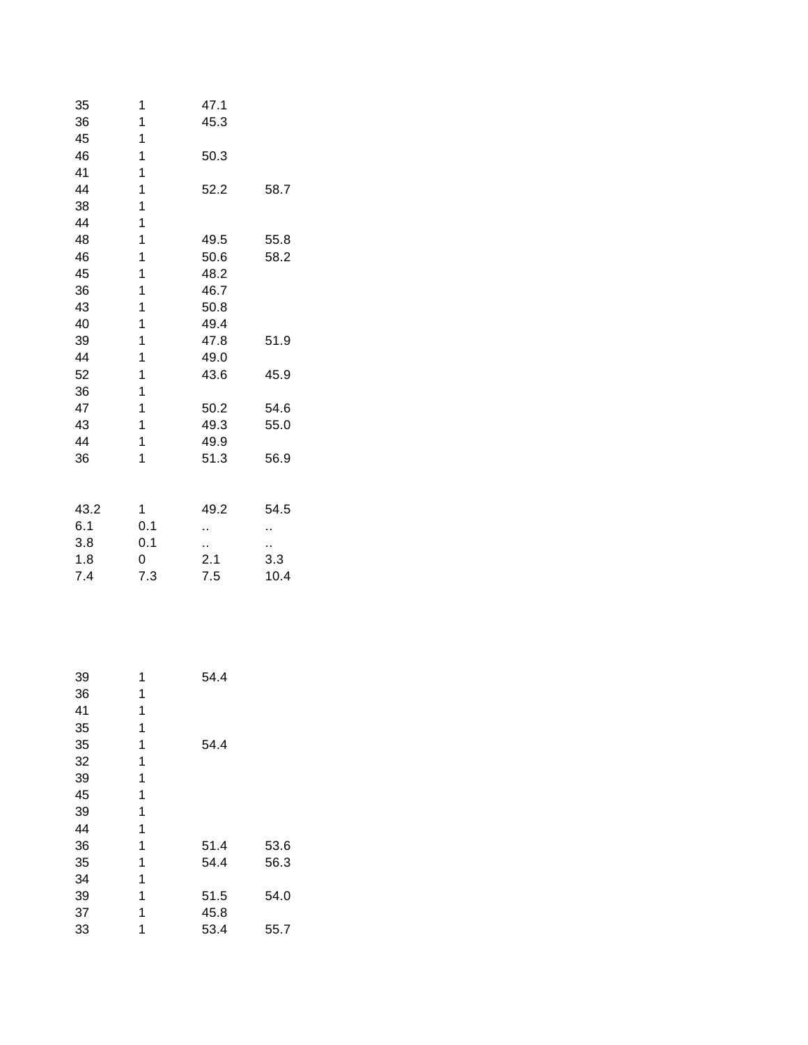| | | | |
|---|---|---|---|
| 35 | 1 | 47.1 | |
| 36 | 1 | 45.3 | |
| 45 | 1 | | |
| 46 | 1 | 50.3 | |
| 41 | 1 | | |
| 44 | 1 | 52.2 | 58.7 |
| 38 | 1 | | |
| 44 | 1 | | |
| 48 | 1 | 49.5 | 55.8 |
| 46 | 1 | 50.6 | 58.2 |
| 45 | 1 | 48.2 | |
| 36 | 1 | 46.7 | |
| 43 | 1 | 50.8 | |
| 40 | 1 | 49.4 | |
| 39 | 1 | 47.8 | 51.9 |
| 44 | 1 | 49.0 | |
| 52 | 1 | 43.6 | 45.9 |
| 36 | 1 | | |
| 47 | 1 | 50.2 | 54.6 |
| 43 | 1 | 49.3 | 55.0 |
| 44 | 1 | 49.9 | |
| 36 | 1 | 51.3 | 56.9 |
| | | | |
| 43.2 | 1 | 49.2 | 54.5 |
| 6.1 | 0.1 | .. | .. |
| 3.8 | 0.1 | .. | .. |
| 1.8 | 0 | 2.1 | 3.3 |
| 7.4 | 7.3 | 7.5 | 10.4 |

| | | | |
|---|---|---|---|
| 39 | 1 | 54.4 | |
| 36 | 1 | | |
| 41 | 1 | | |
| 35 | 1 | | |
| 35 | 1 | 54.4 | |
| 32 | 1 | | |
| 39 | 1 | | |
| 45 | 1 | | |
| 39 | 1 | | |
| 44 | 1 | | |
| 36 | 1 | 51.4 | 53.6 |
| 35 | 1 | 54.4 | 56.3 |
| 34 | 1 | | |
| 39 | 1 | 51.5 | 54.0 |
| 37 | 1 | 45.8 | |
| 33 | 1 | 53.4 | 55.7 |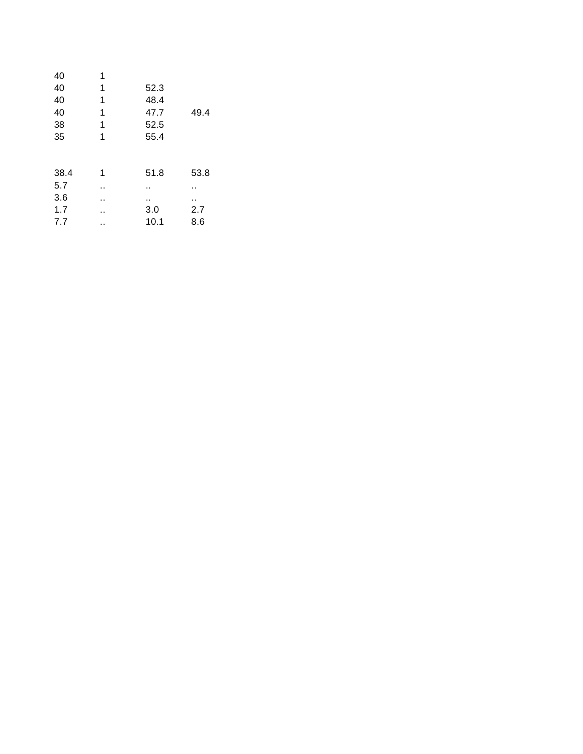| | | | |
|---|---|---|---|
| 40 | 1 | | |
| 40 | 1 | 52.3 | |
| 40 | 1 | 48.4 | |
| 40 | 1 | 47.7 | 49.4 |
| 38 | 1 | 52.5 | |
| 35 | 1 | 55.4 | |
| | | | |
| 38.4 | 1 | 51.8 | 53.8 |
| 5.7 | .. | .. | .. |
| 3.6 | .. | .. | .. |
| 1.7 | .. | 3.0 | 2.7 |
| 7.7 | .. | 10.1 | 8.6 |